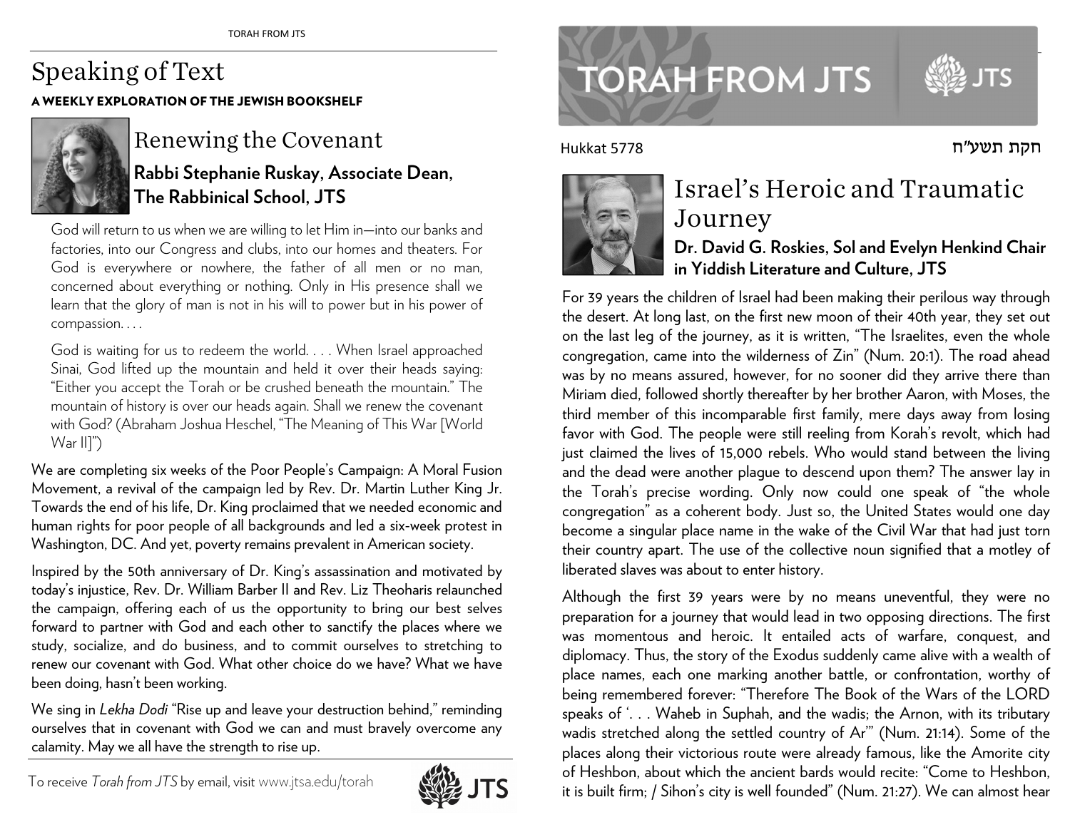# Speaking of Text

**A WEEKLY EXPLORATION OF THE JEWISH BOOKSHELF**

## Renewing the Covenant

**Rabbi Stephanie Ruskay, Associate Dean, The Rabbinical School, JTS**

> God will return to us when we are willing to let Him in—into our banks and factories, into our Congress and clubs, into our homes and theaters. For God is everywhere or nowhere, the father of all men or no man, concerned about everything or nothing. Only in His presence shall we learn that the glory of man is not in his will to power but in his power of compassion. . . .
>
> God is waiting for us to redeem the world. . . . When Israel approached Sinai, God lifted up the mountain and held it over their heads saying: "Either you accept the Torah or be crushed beneath the mountain." The mountain of history is over our heads again. Shall we renew the covenant with God? (Abraham Joshua Heschel, "The Meaning of This War [World War II]")

We are completing six weeks of the Poor People's Campaign: A Moral Fusion Movement, a revival of the campaign led by Rev. Dr. Martin Luther King Jr. Towards the end of his life, Dr. King proclaimed that we needed economic and human rights for poor people of all backgrounds and led a six-week protest in Washington, DC. And yet, poverty remains prevalent in American society.

Inspired by the 50th anniversary of Dr. King's assassination and motivated by today's injustice, Rev. Dr. William Barber II and Rev. Liz Theoharis relaunched the campaign, offering each of us the opportunity to bring our best selves forward to partner with God and each other to sanctify the places where we study, socialize, and do business, and to commit ourselves to stretching to renew our covenant with God. What other choice do we have? What we have been doing, hasn't been working.

We sing in *Lekha Dodi* "Rise up and leave your destruction behind," reminding ourselves that in covenant with God we can and must bravely overcome any calamity. May we all have the strength to rise up.

To receive *Torah from JTS* by email, visit www.jtsa.edu/torah

# TORAH FROM JTS

Hukkat 5778 — חקת תשע״ח

## Israel's Heroic and Traumatic Journey

**Dr. David G. Roskies, Sol and Evelyn Henkind Chair in Yiddish Literature and Culture, JTS**

For 39 years the children of Israel had been making their perilous way through the desert. At long last, on the first new moon of their 40th year, they set out on the last leg of the journey, as it is written, "The Israelites, even the whole congregation, came into the wilderness of Zin" (Num. 20:1). The road ahead was by no means assured, however, for no sooner did they arrive there than Miriam died, followed shortly thereafter by her brother Aaron, with Moses, the third member of this incomparable first family, mere days away from losing favor with God. The people were still reeling from Korah's revolt, which had just claimed the lives of 15,000 rebels. Who would stand between the living and the dead were another plague to descend upon them? The answer lay in the Torah's precise wording. Only now could one speak of "the whole congregation" as a coherent body. Just so, the United States would one day become a singular place name in the wake of the Civil War that had just torn their country apart. The use of the collective noun signified that a motley of liberated slaves was about to enter history.

Although the first 39 years were by no means uneventful, they were no preparation for a journey that would lead in two opposing directions. The first was momentous and heroic. It entailed acts of warfare, conquest, and diplomacy. Thus, the story of the Exodus suddenly came alive with a wealth of place names, each one marking another battle, or confrontation, worthy of being remembered forever: "Therefore The Book of the Wars of the LORD speaks of '. . . Waheb in Suphah, and the wadis; the Arnon, with its tributary wadis stretched along the settled country of Ar'" (Num. 21:14). Some of the places along their victorious route were already famous, like the Amorite city of Heshbon, about which the ancient bards would recite: "Come to Heshbon, it is built firm; / Sihon's city is well founded" (Num. 21:27). We can almost hear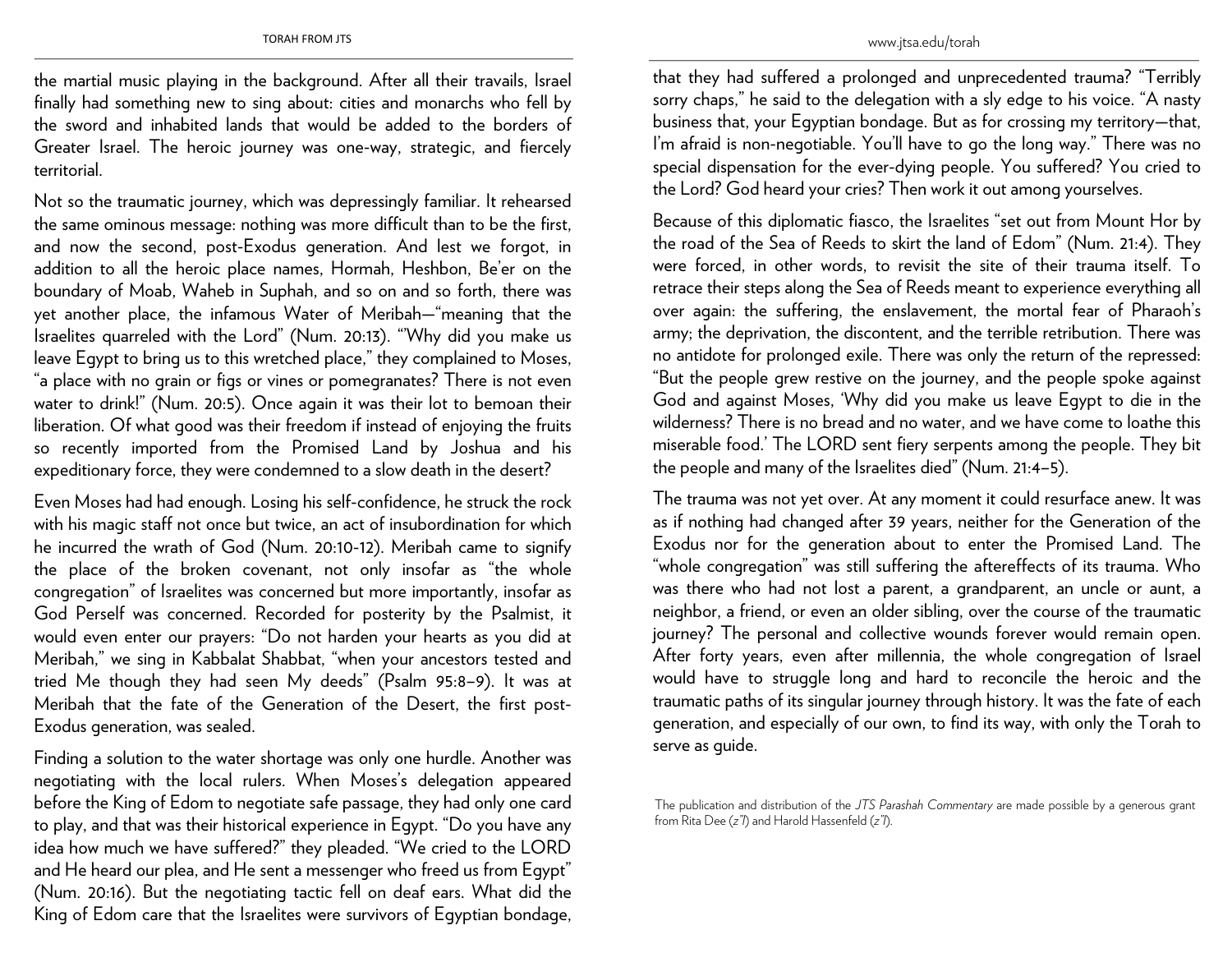the martial music playing in the background. After all their travails, Israel finally had something new to sing about: cities and monarchs who fell by the sword and inhabited lands that would be added to the borders of Greater Israel. The heroic journey was one-way, strategic, and fiercely territorial.

Not so the traumatic journey, which was depressingly familiar. It rehearsed the same ominous message: nothing was more difficult than to be the first, and now the second, post-Exodus generation. And lest we forgot, in addition to all the heroic place names, Hormah, Heshbon, Be'er on the boundary of Moab, Waheb in Suphah, and so on and so forth, there was yet another place, the infamous Water of Meribah—"meaning that the Israelites quarreled with the Lord" (Num. 20:13). "'Why did you make us leave Egypt to bring us to this wretched place," they complained to Moses, "a place with no grain or figs or vines or pomegranates? There is not even water to drink!" (Num. 20:5). Once again it was their lot to bemoan their liberation. Of what good was their freedom if instead of enjoying the fruits so recently imported from the Promised Land by Joshua and his expeditionary force, they were condemned to a slow death in the desert?

Even Moses had had enough. Losing his self-confidence, he struck the rock with his magic staff not once but twice, an act of insubordination for which he incurred the wrath of God (Num. 20:10-12). Meribah came to signify the place of the broken covenant, not only insofar as "the whole congregation" of Israelites was concerned but more importantly, insofar as God Perself was concerned. Recorded for posterity by the Psalmist, it would even enter our prayers: "Do not harden your hearts as you did at Meribah," we sing in Kabbalat Shabbat, "when your ancestors tested and tried Me though they had seen My deeds" (Psalm 95:8–9). It was at Meribah that the fate of the Generation of the Desert, the first post-Exodus generation, was sealed.

Finding a solution to the water shortage was only one hurdle. Another was negotiating with the local rulers. When Moses's delegation appeared before the King of Edom to negotiate safe passage, they had only one card to play, and that was their historical experience in Egypt. "Do you have any idea how much we have suffered?" they pleaded. "We cried to the LORD and He heard our plea, and He sent a messenger who freed us from Egypt" (Num. 20:16). But the negotiating tactic fell on deaf ears. What did the King of Edom care that the Israelites were survivors of Egyptian bondage, that they had suffered a prolonged and unprecedented trauma? "Terribly sorry chaps," he said to the delegation with a sly edge to his voice. "A nasty business that, your Egyptian bondage. But as for crossing my territory—that, I'm afraid is non-negotiable. You'll have to go the long way." There was no special dispensation for the ever-dying people. You suffered? You cried to the Lord? God heard your cries? Then work it out among yourselves.

Because of this diplomatic fiasco, the Israelites "set out from Mount Hor by the road of the Sea of Reeds to skirt the land of Edom" (Num. 21:4). They were forced, in other words, to revisit the site of their trauma itself. To retrace their steps along the Sea of Reeds meant to experience everything all over again: the suffering, the enslavement, the mortal fear of Pharaoh's army; the deprivation, the discontent, and the terrible retribution. There was no antidote for prolonged exile. There was only the return of the repressed: "But the people grew restive on the journey, and the people spoke against God and against Moses, 'Why did you make us leave Egypt to die in the wilderness? There is no bread and no water, and we have come to loathe this miserable food.' The LORD sent fiery serpents among the people. They bit the people and many of the Israelites died" (Num. 21:4–5).

The trauma was not yet over. At any moment it could resurface anew. It was as if nothing had changed after 39 years, neither for the Generation of the Exodus nor for the generation about to enter the Promised Land. The "whole congregation" was still suffering the aftereffects of its trauma. Who was there who had not lost a parent, a grandparent, an uncle or aunt, a neighbor, a friend, or even an older sibling, over the course of the traumatic journey? The personal and collective wounds forever would remain open. After forty years, even after millennia, the whole congregation of Israel would have to struggle long and hard to reconcile the heroic and the traumatic paths of its singular journey through history. It was the fate of each generation, and especially of our own, to find its way, with only the Torah to serve as guide.

The publication and distribution of the *JTS Parashah Commentary* are made possible by a generous grant from Rita Dee (*z"l*) and Harold Hassenfeld (*z"l*).